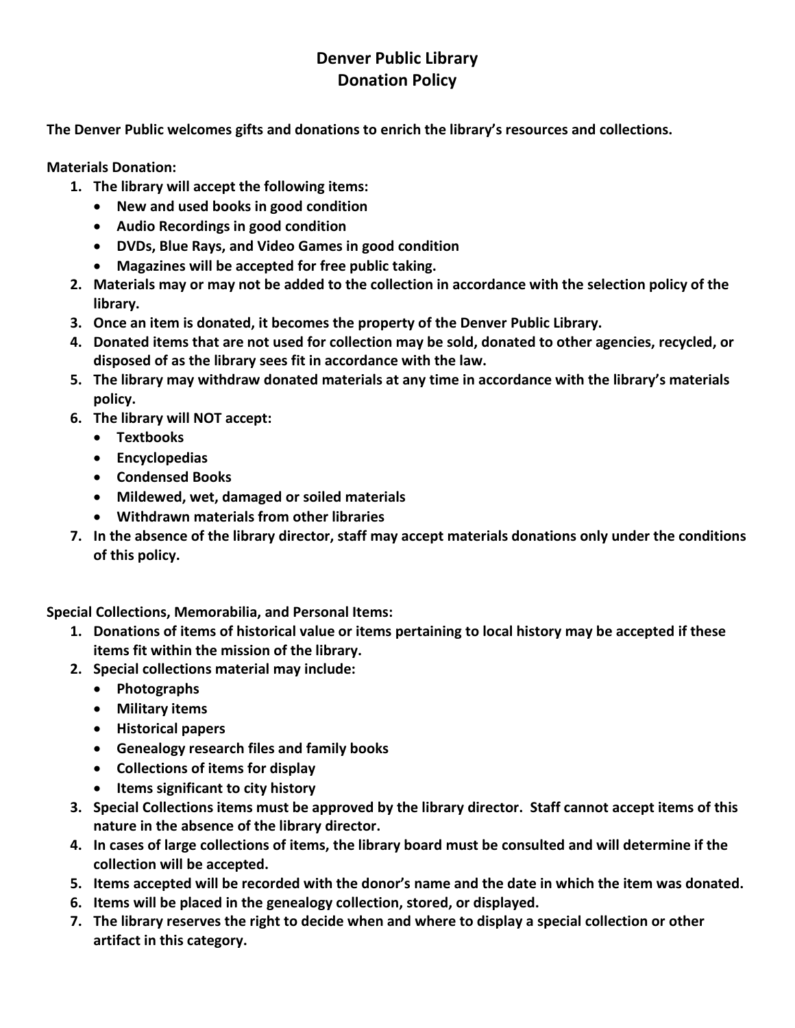# Denver Public Library
# Donation Policy

**The Denver Public welcomes gifts and donations to enrich the library's resources and collections.**

**Materials Donation:**

1. **The library will accept the following items:**
   - **New and used books in good condition**
   - **Audio Recordings in good condition**
   - **DVDs, Blue Rays, and Video Games in good condition**
   - **Magazines will be accepted for free public taking.**
2. **Materials may or may not be added to the collection in accordance with the selection policy of the library.**
3. **Once an item is donated, it becomes the property of the Denver Public Library.**
4. **Donated items that are not used for collection may be sold, donated to other agencies, recycled, or disposed of as the library sees fit in accordance with the law.**
5. **The library may withdraw donated materials at any time in accordance with the library's materials policy.**
6. **The library will NOT accept:**
   - **Textbooks**
   - **Encyclopedias**
   - **Condensed Books**
   - **Mildewed, wet, damaged or soiled materials**
   - **Withdrawn materials from other libraries**
7. **In the absence of the library director, staff may accept materials donations only under the conditions of this policy.**

**Special Collections, Memorabilia, and Personal Items:**

1. **Donations of items of historical value or items pertaining to local history may be accepted if these items fit within the mission of the library.**
2. **Special collections material may include:**
   - **Photographs**
   - **Military items**
   - **Historical papers**
   - **Genealogy research files and family books**
   - **Collections of items for display**
   - **Items significant to city history**
3. **Special Collections items must be approved by the library director. Staff cannot accept items of this nature in the absence of the library director.**
4. **In cases of large collections of items, the library board must be consulted and will determine if the collection will be accepted.**
5. **Items accepted will be recorded with the donor's name and the date in which the item was donated.**
6. **Items will be placed in the genealogy collection, stored, or displayed.**
7. **The library reserves the right to decide when and where to display a special collection or other artifact in this category.**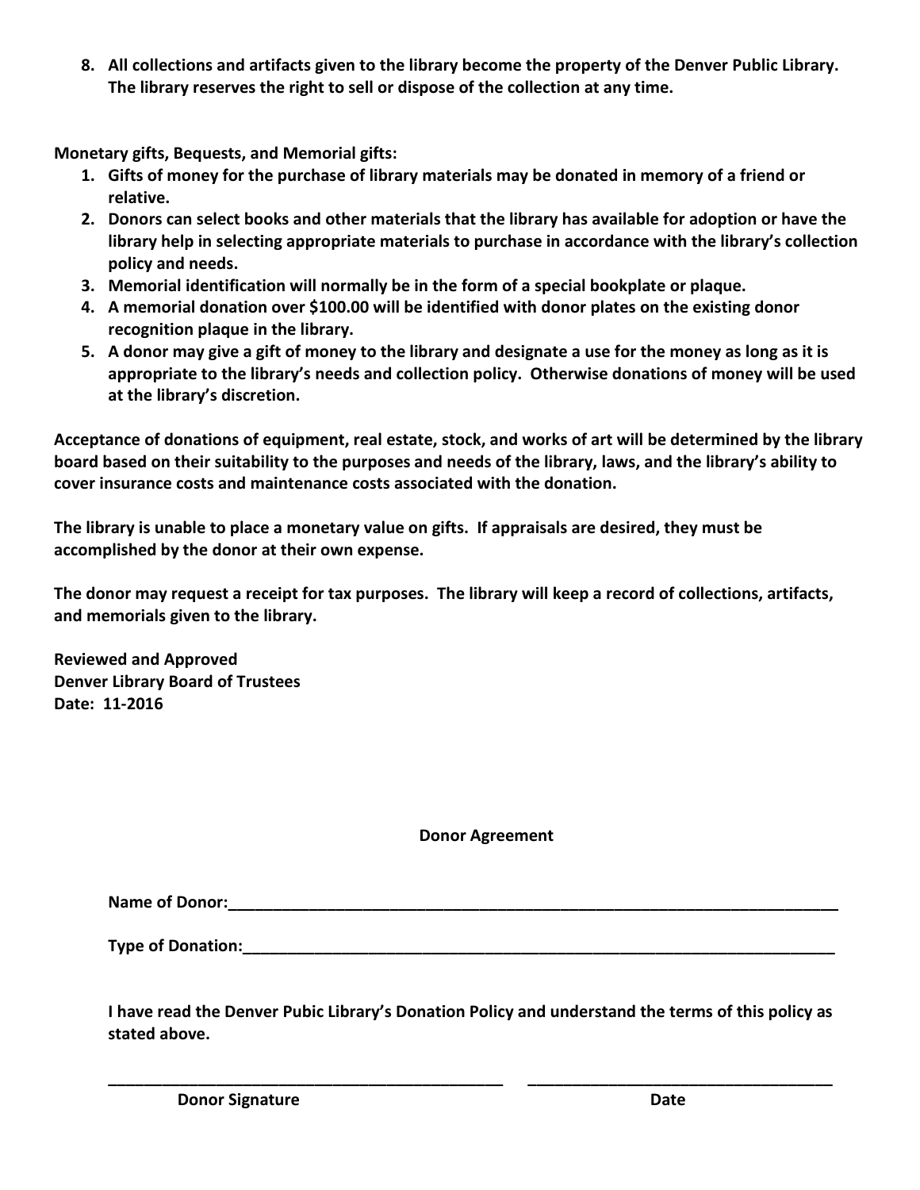8. **All collections and artifacts given to the library become the property of the Denver Public Library. The library reserves the right to sell or dispose of the collection at any time.**

**Monetary gifts, Bequests, and Memorial gifts:**

1. **Gifts of money for the purchase of library materials may be donated in memory of a friend or relative.**
2. **Donors can select books and other materials that the library has available for adoption or have the library help in selecting appropriate materials to purchase in accordance with the library's collection policy and needs.**
3. **Memorial identification will normally be in the form of a special bookplate or plaque.**
4. **A memorial donation over $100.00 will be identified with donor plates on the existing donor recognition plaque in the library.**
5. **A donor may give a gift of money to the library and designate a use for the money as long as it is appropriate to the library's needs and collection policy. Otherwise donations of money will be used at the library's discretion.**

**Acceptance of donations of equipment, real estate, stock, and works of art will be determined by the library board based on their suitability to the purposes and needs of the library, laws, and the library's ability to cover insurance costs and maintenance costs associated with the donation.**

**The library is unable to place a monetary value on gifts. If appraisals are desired, they must be accomplished by the donor at their own expense.**

**The donor may request a receipt for tax purposes. The library will keep a record of collections, artifacts, and memorials given to the library.**

**Reviewed and Approved**
**Denver Library Board of Trustees**
**Date: 11-2016**

**Donor Agreement**

**Name of Donor:**___________________________________________________________________________

**Type of Donation:**________________________________________________________________________

**I have read the Denver Pubic Library's Donation Policy and understand the terms of this policy as stated above.**

_______________________________________________ ___________________________________

**Donor Signature** **Date**